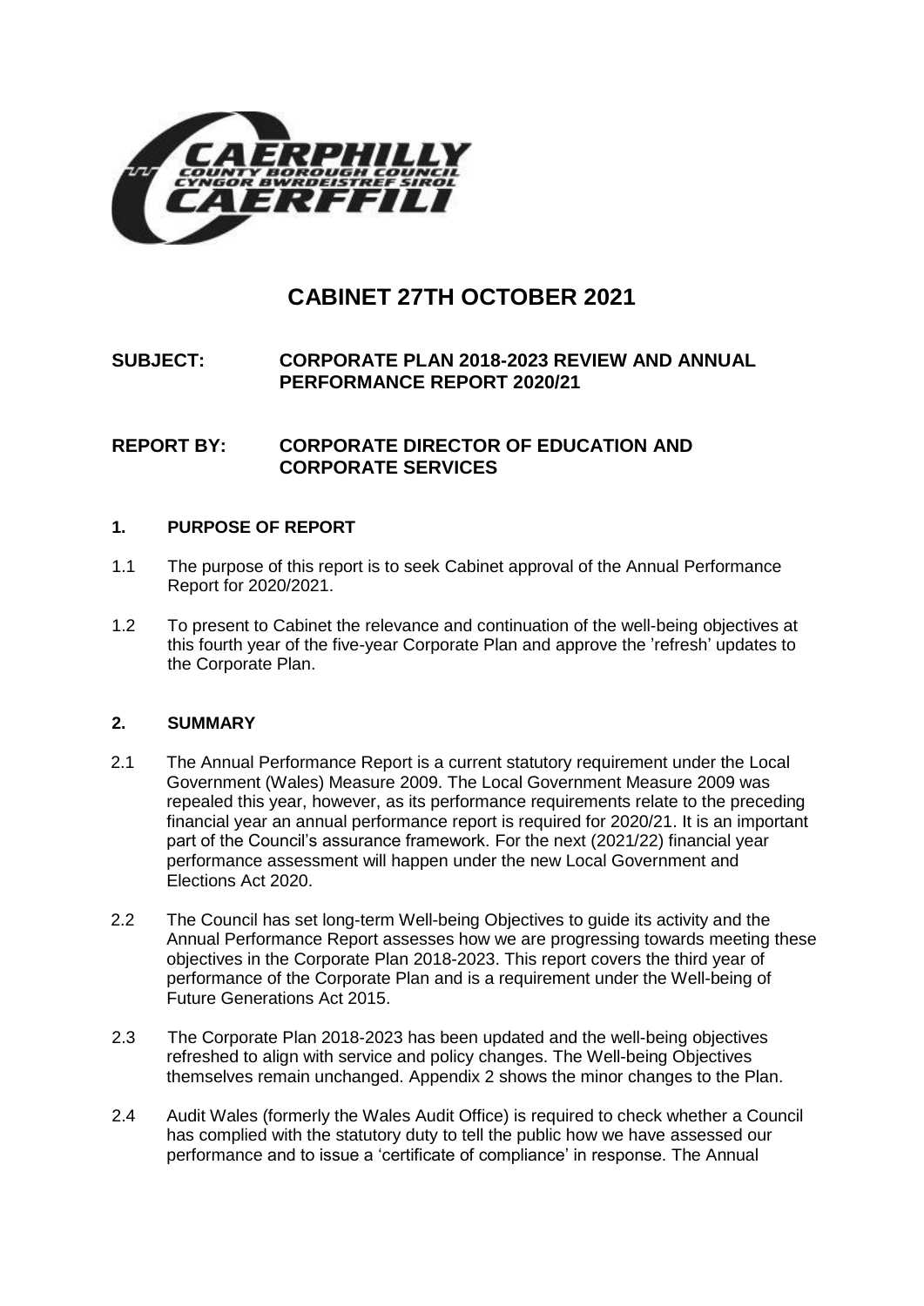# CABINET 27TH OCTOBER 2021

**SUBJECT: CORPORATE PLAN 2018-2023 REVIEW AND ANNUAL PERFORMANCE REPORT 2020/21**

**REPORT BY: CORPORATE DIRECTOR OF EDUCATION AND CORPORATE SERVICES**

## 1. PURPOSE OF REPORT

1.1 The purpose of this report is to seek Cabinet approval of the Annual Performance Report for 2020/2021.

1.2 To present to Cabinet the relevance and continuation of the well-being objectives at this fourth year of the five-year Corporate Plan and approve the 'refresh' updates to the Corporate Plan.

## 2. SUMMARY

2.1 The Annual Performance Report is a current statutory requirement under the Local Government (Wales) Measure 2009. The Local Government Measure 2009 was repealed this year, however, as its performance requirements relate to the preceding financial year an annual performance report is required for 2020/21. It is an important part of the Council's assurance framework. For the next (2021/22) financial year performance assessment will happen under the new Local Government and Elections Act 2020.

2.2 The Council has set long-term Well-being Objectives to guide its activity and the Annual Performance Report assesses how we are progressing towards meeting these objectives in the Corporate Plan 2018-2023. This report covers the third year of performance of the Corporate Plan and is a requirement under the Well-being of Future Generations Act 2015.

2.3 The Corporate Plan 2018-2023 has been updated and the well-being objectives refreshed to align with service and policy changes. The Well-being Objectives themselves remain unchanged. Appendix 2 shows the minor changes to the Plan.

2.4 Audit Wales (formerly the Wales Audit Office) is required to check whether a Council has complied with the statutory duty to tell the public how we have assessed our performance and to issue a 'certificate of compliance' in response. The Annual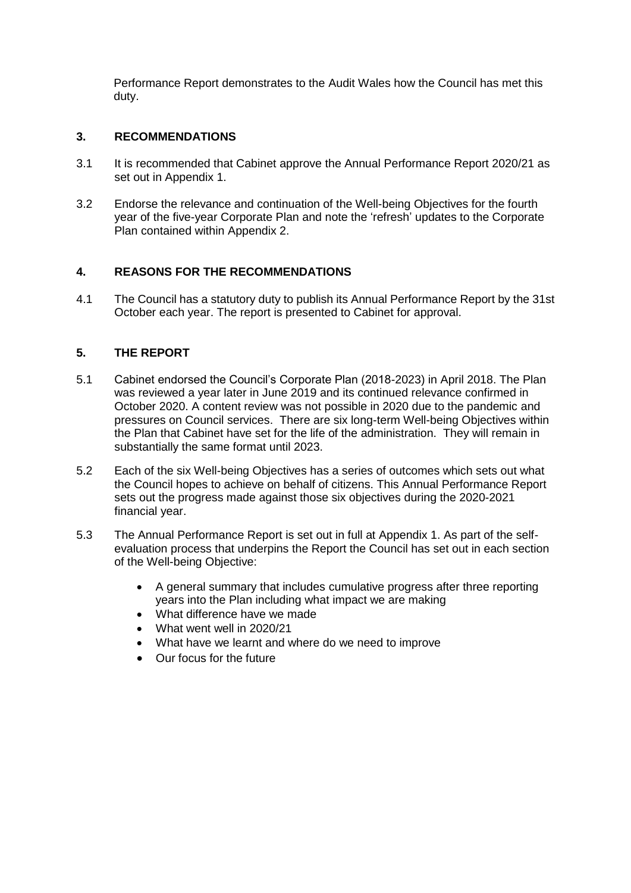Performance Report demonstrates to the Audit Wales how the Council has met this duty.

## 3. RECOMMENDATIONS

3.1 It is recommended that Cabinet approve the Annual Performance Report 2020/21 as set out in Appendix 1.

3.2 Endorse the relevance and continuation of the Well-being Objectives for the fourth year of the five-year Corporate Plan and note the 'refresh' updates to the Corporate Plan contained within Appendix 2.

## 4. REASONS FOR THE RECOMMENDATIONS

4.1 The Council has a statutory duty to publish its Annual Performance Report by the 31st October each year. The report is presented to Cabinet for approval.

## 5. THE REPORT

5.1 Cabinet endorsed the Council's Corporate Plan (2018-2023) in April 2018. The Plan was reviewed a year later in June 2019 and its continued relevance confirmed in October 2020. A content review was not possible in 2020 due to the pandemic and pressures on Council services. There are six long-term Well-being Objectives within the Plan that Cabinet have set for the life of the administration. They will remain in substantially the same format until 2023.

5.2 Each of the six Well-being Objectives has a series of outcomes which sets out what the Council hopes to achieve on behalf of citizens. This Annual Performance Report sets out the progress made against those six objectives during the 2020-2021 financial year.

5.3 The Annual Performance Report is set out in full at Appendix 1. As part of the self-evaluation process that underpins the Report the Council has set out in each section of the Well-being Objective:

- A general summary that includes cumulative progress after three reporting years into the Plan including what impact we are making
- What difference have we made
- What went well in 2020/21
- What have we learnt and where do we need to improve
- Our focus for the future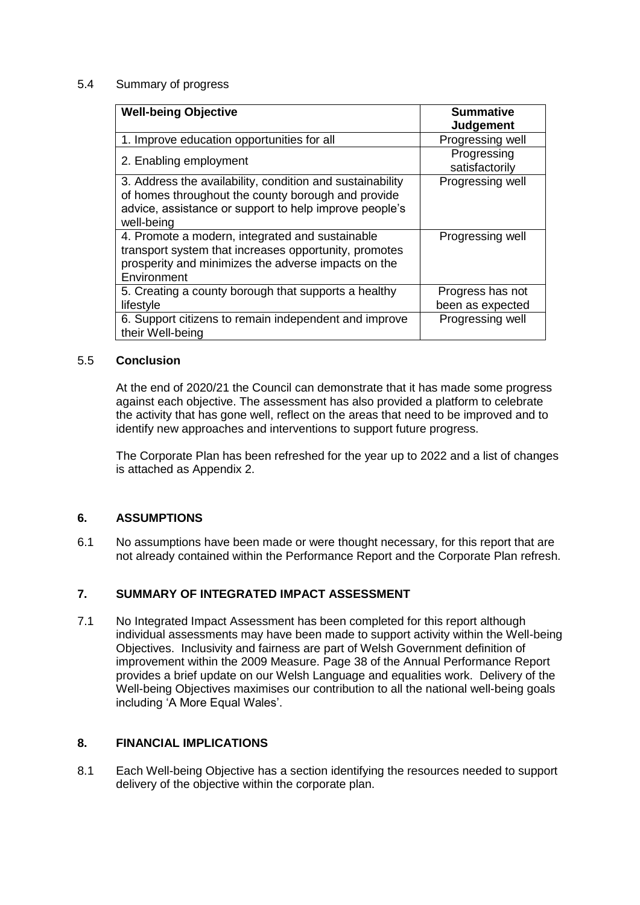5.4 Summary of progress

| Well-being Objective | Summative Judgement |
|---|---|
| 1. Improve education opportunities for all | Progressing well |
| 2. Enabling employment | Progressing satisfactorily |
| 3. Address the availability, condition and sustainability of homes throughout the county borough and provide advice, assistance or support to help improve people's well-being | Progressing well |
| 4. Promote a modern, integrated and sustainable transport system that increases opportunity, promotes prosperity and minimizes the adverse impacts on the Environment | Progressing well |
| 5. Creating a county borough that supports a healthy lifestyle | Progress has not been as expected |
| 6. Support citizens to remain independent and improve their Well-being | Progressing well |

5.5 **Conclusion**

At the end of 2020/21 the Council can demonstrate that it has made some progress against each objective. The assessment has also provided a platform to celebrate the activity that has gone well, reflect on the areas that need to be improved and to identify new approaches and interventions to support future progress.

The Corporate Plan has been refreshed for the year up to 2022 and a list of changes is attached as Appendix 2.

## 6. ASSUMPTIONS

6.1 No assumptions have been made or were thought necessary, for this report that are not already contained within the Performance Report and the Corporate Plan refresh.

## 7. SUMMARY OF INTEGRATED IMPACT ASSESSMENT

7.1 No Integrated Impact Assessment has been completed for this report although individual assessments may have been made to support activity within the Well-being Objectives. Inclusivity and fairness are part of Welsh Government definition of improvement within the 2009 Measure. Page 38 of the Annual Performance Report provides a brief update on our Welsh Language and equalities work. Delivery of the Well-being Objectives maximises our contribution to all the national well-being goals including 'A More Equal Wales'.

## 8. FINANCIAL IMPLICATIONS

8.1 Each Well-being Objective has a section identifying the resources needed to support delivery of the objective within the corporate plan.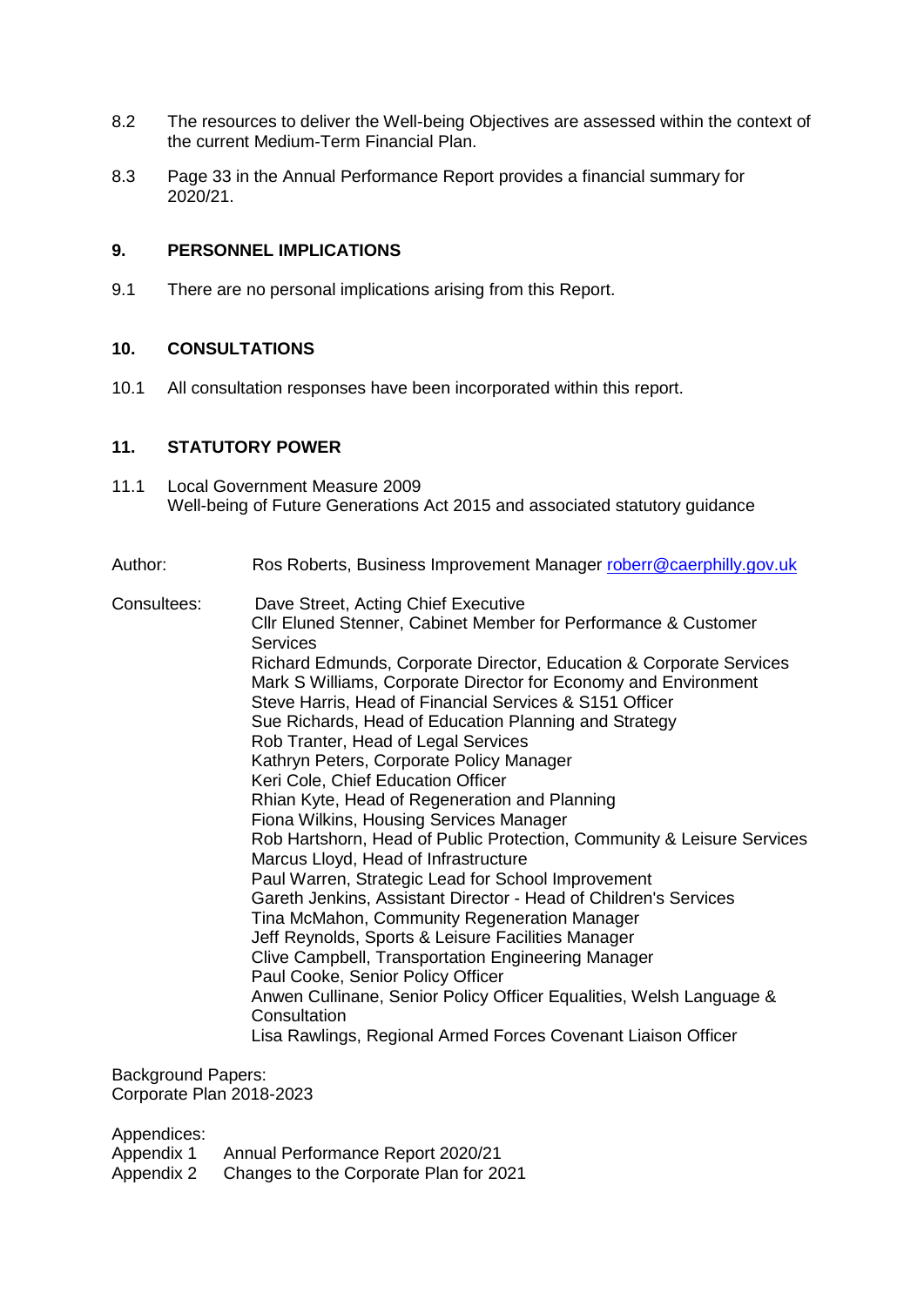8.2 The resources to deliver the Well-being Objectives are assessed within the context of the current Medium-Term Financial Plan.

8.3 Page 33 in the Annual Performance Report provides a financial summary for 2020/21.

## 9. PERSONNEL IMPLICATIONS

9.1 There are no personal implications arising from this Report.

## 10. CONSULTATIONS

10.1 All consultation responses have been incorporated within this report.

## 11. STATUTORY POWER

11.1 Local Government Measure 2009
Well-being of Future Generations Act 2015 and associated statutory guidance

Author: Ros Roberts, Business Improvement Manager roberr@caerphilly.gov.uk

Consultees:
Dave Street, Acting Chief Executive
Cllr Eluned Stenner, Cabinet Member for Performance & Customer Services
Richard Edmunds, Corporate Director, Education & Corporate Services
Mark S Williams, Corporate Director for Economy and Environment
Steve Harris, Head of Financial Services & S151 Officer
Sue Richards, Head of Education Planning and Strategy
Rob Tranter, Head of Legal Services
Kathryn Peters, Corporate Policy Manager
Keri Cole, Chief Education Officer
Rhian Kyte, Head of Regeneration and Planning
Fiona Wilkins, Housing Services Manager
Rob Hartshorn, Head of Public Protection, Community & Leisure Services
Marcus Lloyd, Head of Infrastructure
Paul Warren, Strategic Lead for School Improvement
Gareth Jenkins, Assistant Director - Head of Children's Services
Tina McMahon, Community Regeneration Manager
Jeff Reynolds, Sports & Leisure Facilities Manager
Clive Campbell, Transportation Engineering Manager
Paul Cooke, Senior Policy Officer
Anwen Cullinane, Senior Policy Officer Equalities, Welsh Language & Consultation
Lisa Rawlings, Regional Armed Forces Covenant Liaison Officer

Background Papers:
Corporate Plan 2018-2023

Appendices:
Appendix 1 Annual Performance Report 2020/21
Appendix 2 Changes to the Corporate Plan for 2021